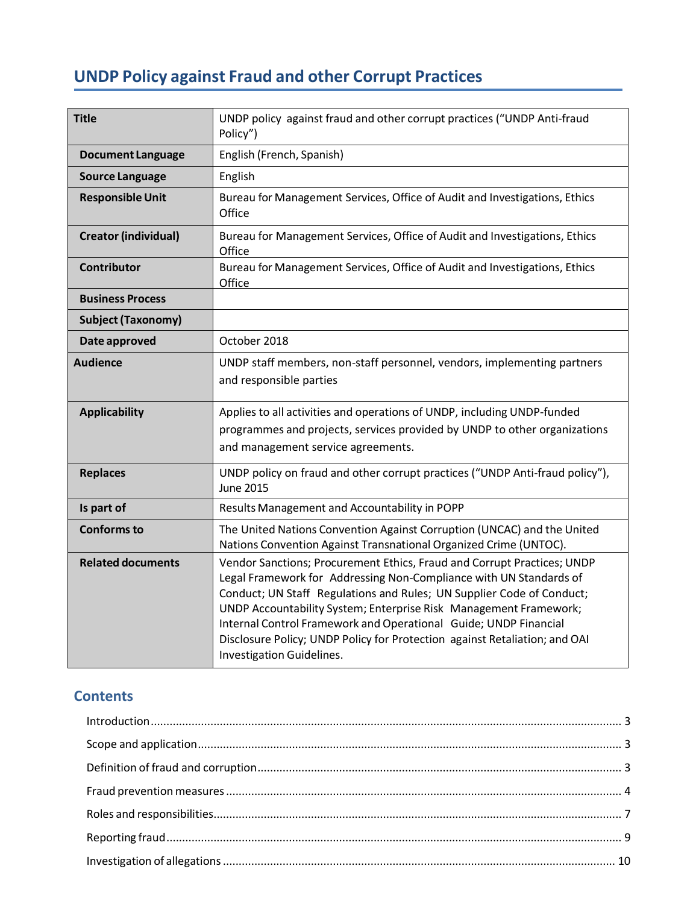# UNDP Policy against Fraud and other Corrupt Practices

| Title | UNDP policy against fraud and other corrupt practices ("UNDP Anti-fraud Policy") |
|---|---|
| Document Language | English (French, Spanish) |
| Source Language | English |
| Responsible Unit | Bureau for Management Services, Office of Audit and Investigations, Ethics Office |
| Creator (individual) | Bureau for Management Services, Office of Audit and Investigations, Ethics Office |
| Contributor | Bureau for Management Services, Office of Audit and Investigations, Ethics Office |
| Business Process | |
| Subject (Taxonomy) | |
| Date approved | October 2018 |
| Audience | UNDP staff members, non-staff personnel, vendors, implementing partners and responsible parties |
| Applicability | Applies to all activities and operations of UNDP, including UNDP-funded programmes and projects, services provided by UNDP to other organizations and management service agreements. |
| Replaces | UNDP policy on fraud and other corrupt practices ("UNDP Anti-fraud policy"), June 2015 |
| Is part of | Results Management and Accountability in POPP |
| Conforms to | The United Nations Convention Against Corruption (UNCAC) and the United Nations Convention Against Transnational Organized Crime (UNTOC). |
| Related documents | Vendor Sanctions; Procurement Ethics, Fraud and Corrupt Practices; UNDP Legal Framework for Addressing Non-Compliance with UN Standards of Conduct; UN Staff Regulations and Rules; UN Supplier Code of Conduct; UNDP Accountability System; Enterprise Risk Management Framework; Internal Control Framework and Operational Guide; UNDP Financial Disclosure Policy; UNDP Policy for Protection against Retaliation; and OAI Investigation Guidelines. |

## Contents

- Introduction ... 3
- Scope and application ... 3
- Definition of fraud and corruption ... 3
- Fraud prevention measures ... 4
- Roles and responsibilities ... 7
- Reporting fraud ... 9
- Investigation of allegations ... 10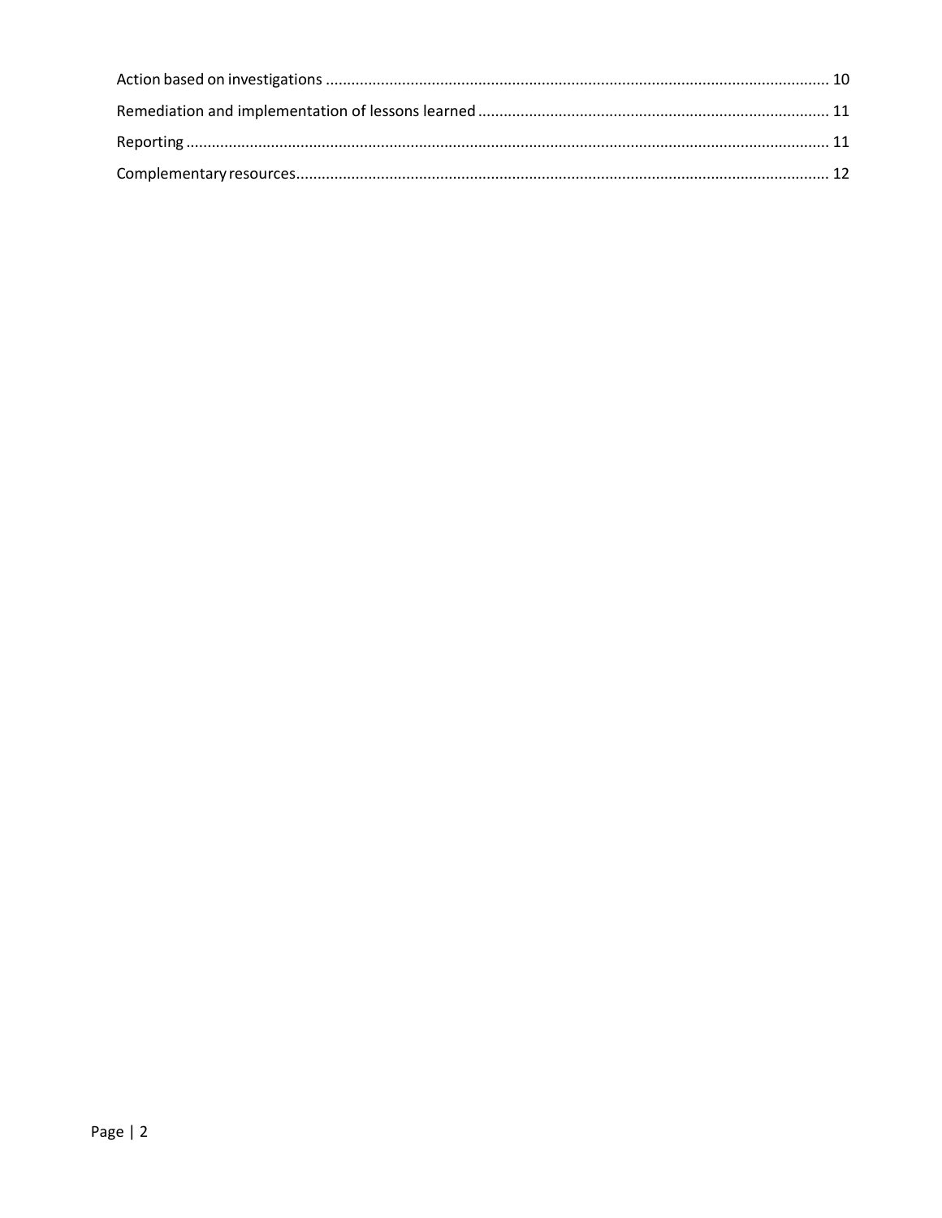Action based on investigations ..................................................................................................................... 10

Remediation and implementation of lessons learned .................................................................................. 11

Reporting ...................................................................................................................................................... 11

Complementary resources ............................................................................................................................ 12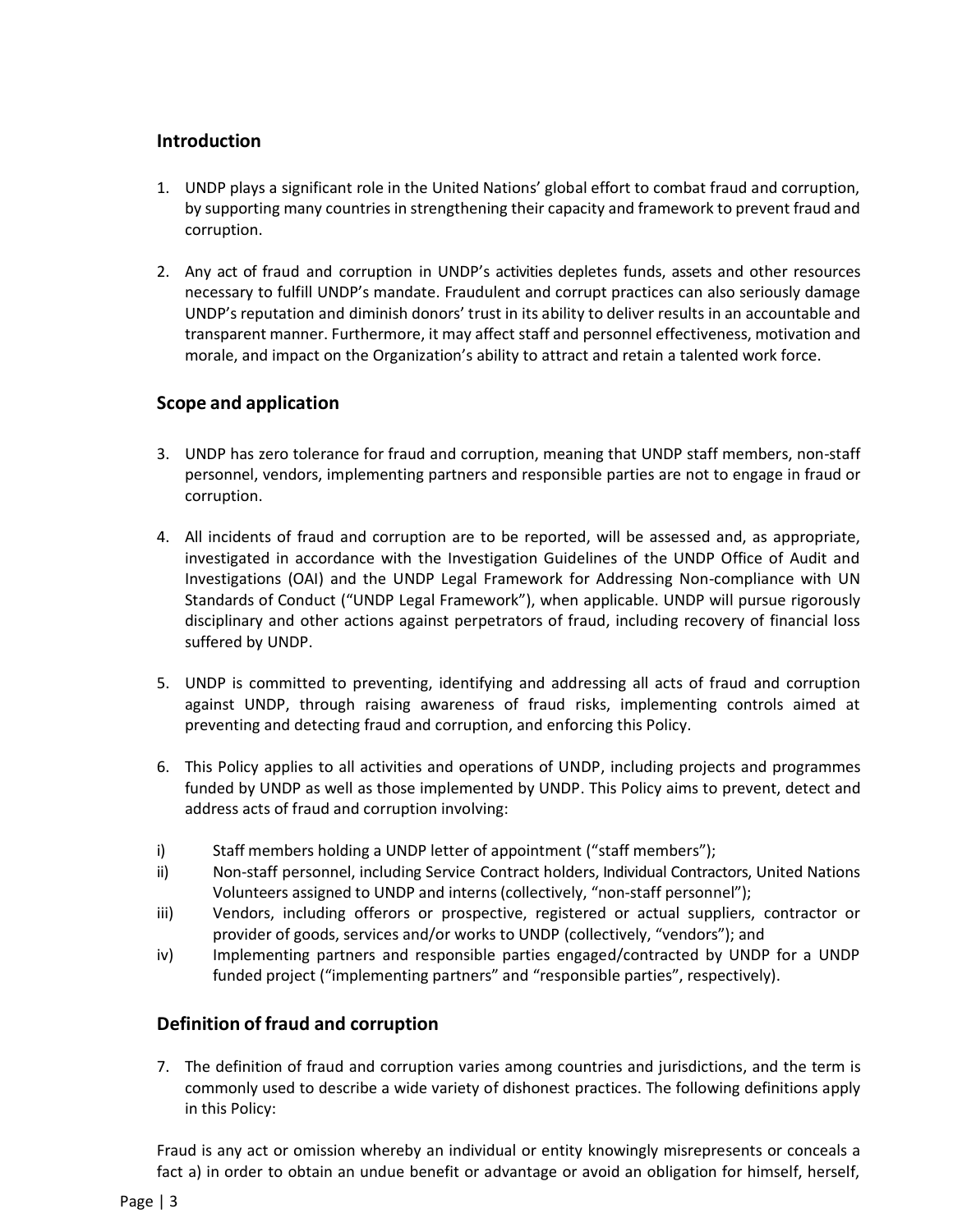## Introduction

1. UNDP plays a significant role in the United Nations' global effort to combat fraud and corruption, by supporting many countries in strengthening their capacity and framework to prevent fraud and corruption.

2. Any act of fraud and corruption in UNDP's activities depletes funds, assets and other resources necessary to fulfill UNDP's mandate. Fraudulent and corrupt practices can also seriously damage UNDP's reputation and diminish donors' trust in its ability to deliver results in an accountable and transparent manner. Furthermore, it may affect staff and personnel effectiveness, motivation and morale, and impact on the Organization's ability to attract and retain a talented work force.

## Scope and application

3. UNDP has zero tolerance for fraud and corruption, meaning that UNDP staff members, non-staff personnel, vendors, implementing partners and responsible parties are not to engage in fraud or corruption.

4. All incidents of fraud and corruption are to be reported, will be assessed and, as appropriate, investigated in accordance with the Investigation Guidelines of the UNDP Office of Audit and Investigations (OAI) and the UNDP Legal Framework for Addressing Non-compliance with UN Standards of Conduct ("UNDP Legal Framework"), when applicable. UNDP will pursue rigorously disciplinary and other actions against perpetrators of fraud, including recovery of financial loss suffered by UNDP.

5. UNDP is committed to preventing, identifying and addressing all acts of fraud and corruption against UNDP, through raising awareness of fraud risks, implementing controls aimed at preventing and detecting fraud and corruption, and enforcing this Policy.

6. This Policy applies to all activities and operations of UNDP, including projects and programmes funded by UNDP as well as those implemented by UNDP. This Policy aims to prevent, detect and address acts of fraud and corruption involving:

i) Staff members holding a UNDP letter of appointment ("staff members");

ii) Non-staff personnel, including Service Contract holders, Individual Contractors, United Nations Volunteers assigned to UNDP and interns (collectively, "non-staff personnel");

iii) Vendors, including offerors or prospective, registered or actual suppliers, contractor or provider of goods, services and/or works to UNDP (collectively, "vendors"); and

iv) Implementing partners and responsible parties engaged/contracted by UNDP for a UNDP funded project ("implementing partners" and "responsible parties", respectively).

## Definition of fraud and corruption

7. The definition of fraud and corruption varies among countries and jurisdictions, and the term is commonly used to describe a wide variety of dishonest practices. The following definitions apply in this Policy:

Fraud is any act or omission whereby an individual or entity knowingly misrepresents or conceals a fact a) in order to obtain an undue benefit or advantage or avoid an obligation for himself, herself,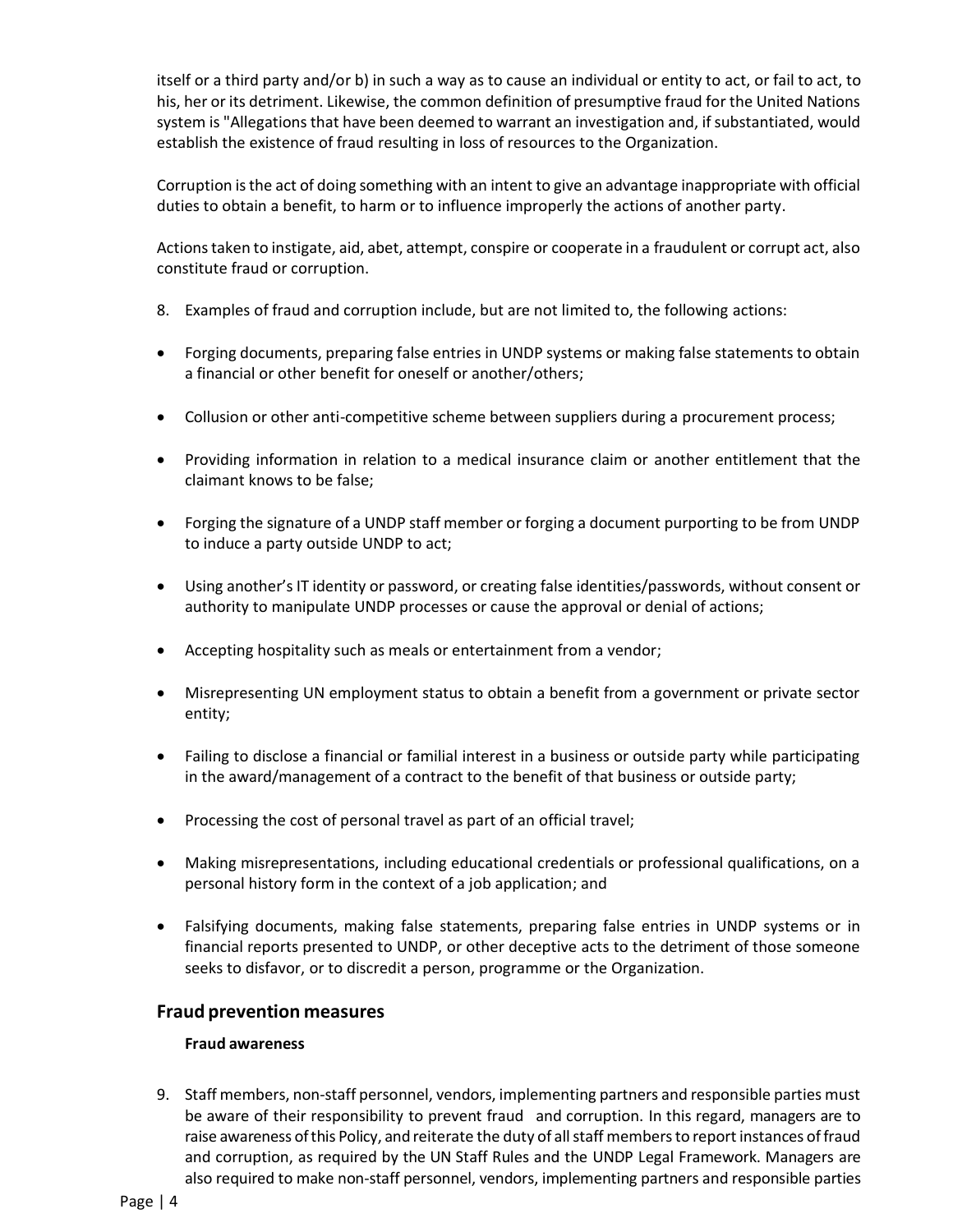itself or a third party and/or b) in such a way as to cause an individual or entity to act, or fail to act, to his, her or its detriment. Likewise, the common definition of presumptive fraud for the United Nations system is "Allegations that have been deemed to warrant an investigation and, if substantiated, would establish the existence of fraud resulting in loss of resources to the Organization.

Corruption is the act of doing something with an intent to give an advantage inappropriate with official duties to obtain a benefit, to harm or to influence improperly the actions of another party.

Actions taken to instigate, aid, abet, attempt, conspire or cooperate in a fraudulent or corrupt act, also constitute fraud or corruption.

8. Examples of fraud and corruption include, but are not limited to, the following actions:

- Forging documents, preparing false entries in UNDP systems or making false statements to obtain a financial or other benefit for oneself or another/others;
- Collusion or other anti-competitive scheme between suppliers during a procurement process;
- Providing information in relation to a medical insurance claim or another entitlement that the claimant knows to be false;
- Forging the signature of a UNDP staff member or forging a document purporting to be from UNDP to induce a party outside UNDP to act;
- Using another's IT identity or password, or creating false identities/passwords, without consent or authority to manipulate UNDP processes or cause the approval or denial of actions;
- Accepting hospitality such as meals or entertainment from a vendor;
- Misrepresenting UN employment status to obtain a benefit from a government or private sector entity;
- Failing to disclose a financial or familial interest in a business or outside party while participating in the award/management of a contract to the benefit of that business or outside party;
- Processing the cost of personal travel as part of an official travel;
- Making misrepresentations, including educational credentials or professional qualifications, on a personal history form in the context of a job application; and
- Falsifying documents, making false statements, preparing false entries in UNDP systems or in financial reports presented to UNDP, or other deceptive acts to the detriment of those someone seeks to disfavor, or to discredit a person, programme or the Organization.

## Fraud prevention measures

### Fraud awareness

9. Staff members, non-staff personnel, vendors, implementing partners and responsible parties must be aware of their responsibility to prevent fraud and corruption. In this regard, managers are to raise awareness of this Policy, and reiterate the duty of all staff members to report instances of fraud and corruption, as required by the UN Staff Rules and the UNDP Legal Framework. Managers are also required to make non-staff personnel, vendors, implementing partners and responsible parties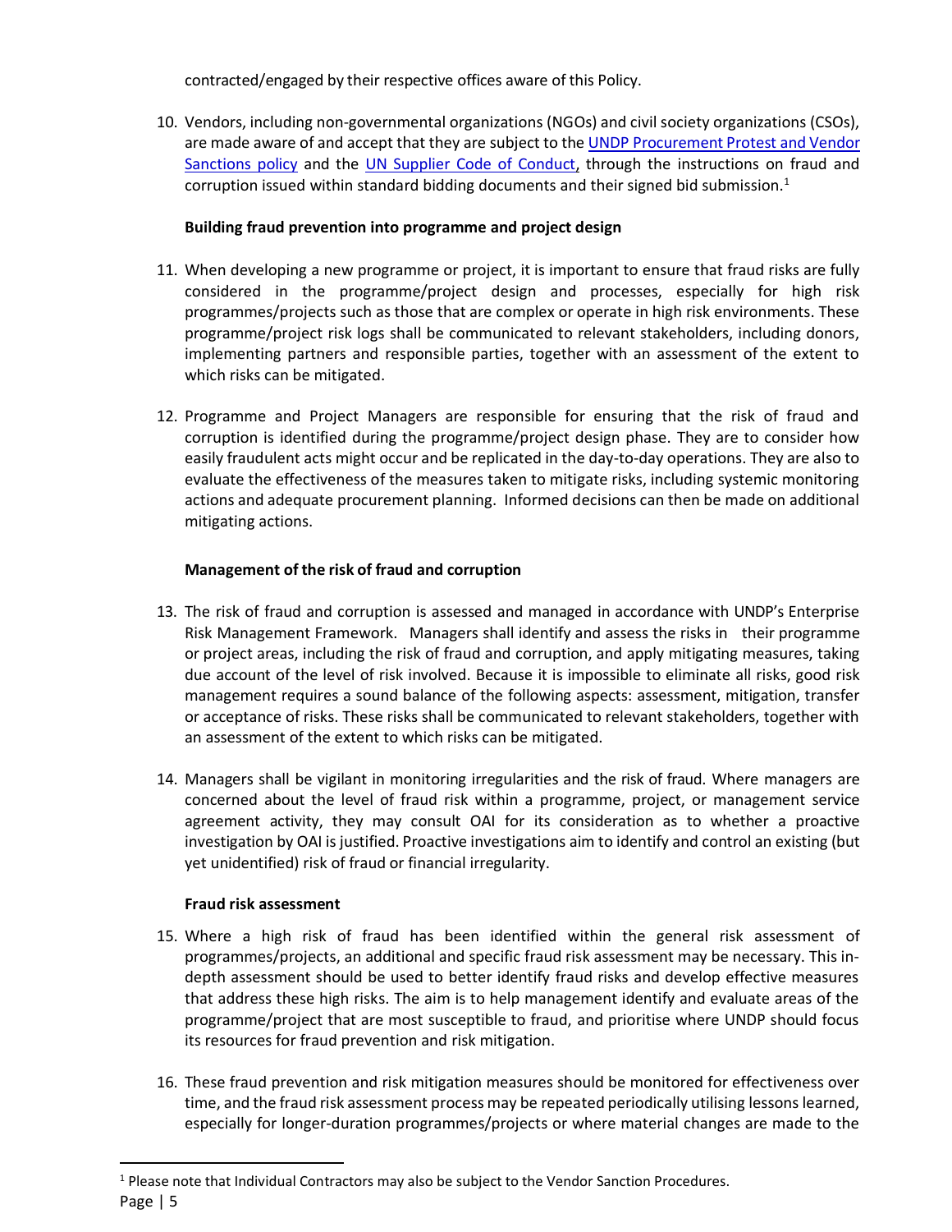contracted/engaged by their respective offices aware of this Policy.

10. Vendors, including non-governmental organizations (NGOs) and civil society organizations (CSOs), are made aware of and accept that they are subject to the UNDP Procurement Protest and Vendor Sanctions policy and the UN Supplier Code of Conduct, through the instructions on fraud and corruption issued within standard bidding documents and their signed bid submission.[1]

**Building fraud prevention into programme and project design**

11. When developing a new programme or project, it is important to ensure that fraud risks are fully considered in the programme/project design and processes, especially for high risk programmes/projects such as those that are complex or operate in high risk environments. These programme/project risk logs shall be communicated to relevant stakeholders, including donors, implementing partners and responsible parties, together with an assessment of the extent to which risks can be mitigated.

12. Programme and Project Managers are responsible for ensuring that the risk of fraud and corruption is identified during the programme/project design phase. They are to consider how easily fraudulent acts might occur and be replicated in the day-to-day operations. They are also to evaluate the effectiveness of the measures taken to mitigate risks, including systemic monitoring actions and adequate procurement planning. Informed decisions can then be made on additional mitigating actions.

**Management of the risk of fraud and corruption**

13. The risk of fraud and corruption is assessed and managed in accordance with UNDP's Enterprise Risk Management Framework. Managers shall identify and assess the risks in their programme or project areas, including the risk of fraud and corruption, and apply mitigating measures, taking due account of the level of risk involved. Because it is impossible to eliminate all risks, good risk management requires a sound balance of the following aspects: assessment, mitigation, transfer or acceptance of risks. These risks shall be communicated to relevant stakeholders, together with an assessment of the extent to which risks can be mitigated.

14. Managers shall be vigilant in monitoring irregularities and the risk of fraud. Where managers are concerned about the level of fraud risk within a programme, project, or management service agreement activity, they may consult OAI for its consideration as to whether a proactive investigation by OAI is justified. Proactive investigations aim to identify and control an existing (but yet unidentified) risk of fraud or financial irregularity.

**Fraud risk assessment**

15. Where a high risk of fraud has been identified within the general risk assessment of programmes/projects, an additional and specific fraud risk assessment may be necessary. This in-depth assessment should be used to better identify fraud risks and develop effective measures that address these high risks. The aim is to help management identify and evaluate areas of the programme/project that are most susceptible to fraud, and prioritise where UNDP should focus its resources for fraud prevention and risk mitigation.

16. These fraud prevention and risk mitigation measures should be monitored for effectiveness over time, and the fraud risk assessment process may be repeated periodically utilising lessons learned, especially for longer-duration programmes/projects or where material changes are made to the

[1] Please note that Individual Contractors may also be subject to the Vendor Sanction Procedures.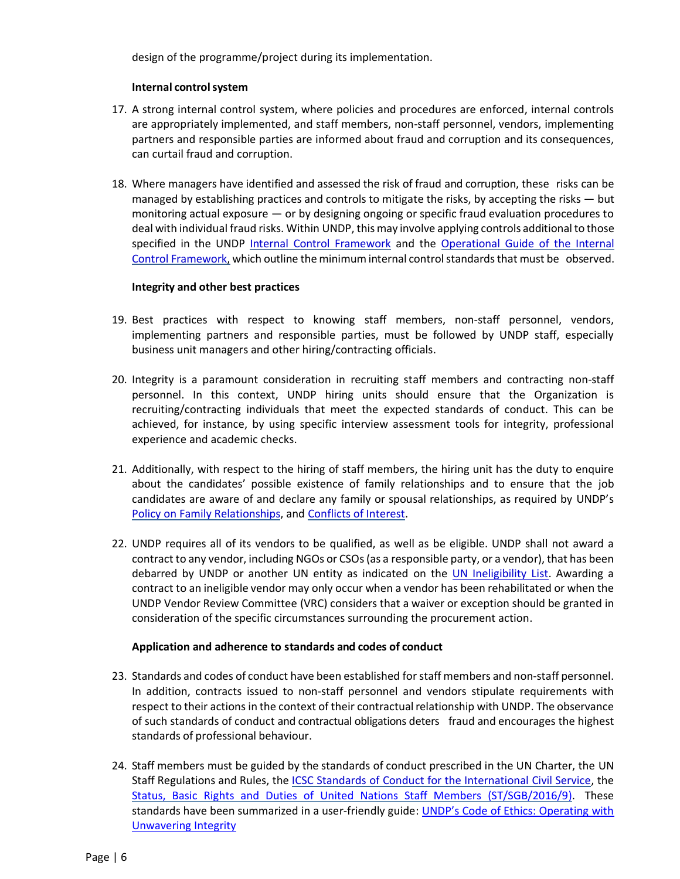design of the programme/project during its implementation.

**Internal control system**

17. A strong internal control system, where policies and procedures are enforced, internal controls are appropriately implemented, and staff members, non-staff personnel, vendors, implementing partners and responsible parties are informed about fraud and corruption and its consequences, can curtail fraud and corruption.

18. Where managers have identified and assessed the risk of fraud and corruption, these risks can be managed by establishing practices and controls to mitigate the risks, by accepting the risks — but monitoring actual exposure — or by designing ongoing or specific fraud evaluation procedures to deal with individual fraud risks. Within UNDP, this may involve applying controls additional to those specified in the UNDP Internal Control Framework and the Operational Guide of the Internal Control Framework, which outline the minimum internal control standards that must be observed.

**Integrity and other best practices**

19. Best practices with respect to knowing staff members, non-staff personnel, vendors, implementing partners and responsible parties, must be followed by UNDP staff, especially business unit managers and other hiring/contracting officials.

20. Integrity is a paramount consideration in recruiting staff members and contracting non-staff personnel. In this context, UNDP hiring units should ensure that the Organization is recruiting/contracting individuals that meet the expected standards of conduct. This can be achieved, for instance, by using specific interview assessment tools for integrity, professional experience and academic checks.

21. Additionally, with respect to the hiring of staff members, the hiring unit has the duty to enquire about the candidates' possible existence of family relationships and to ensure that the job candidates are aware of and declare any family or spousal relationships, as required by UNDP's Policy on Family Relationships, and Conflicts of Interest.

22. UNDP requires all of its vendors to be qualified, as well as be eligible. UNDP shall not award a contract to any vendor, including NGOs or CSOs (as a responsible party, or a vendor), that has been debarred by UNDP or another UN entity as indicated on the UN Ineligibility List. Awarding a contract to an ineligible vendor may only occur when a vendor has been rehabilitated or when the UNDP Vendor Review Committee (VRC) considers that a waiver or exception should be granted in consideration of the specific circumstances surrounding the procurement action.

**Application and adherence to standards and codes of conduct**

23. Standards and codes of conduct have been established for staff members and non-staff personnel. In addition, contracts issued to non-staff personnel and vendors stipulate requirements with respect to their actions in the context of their contractual relationship with UNDP. The observance of such standards of conduct and contractual obligations deters fraud and encourages the highest standards of professional behaviour.

24. Staff members must be guided by the standards of conduct prescribed in the UN Charter, the UN Staff Regulations and Rules, the ICSC Standards of Conduct for the International Civil Service, the Status, Basic Rights and Duties of United Nations Staff Members (ST/SGB/2016/9). These standards have been summarized in a user-friendly guide: UNDP's Code of Ethics: Operating with Unwavering Integrity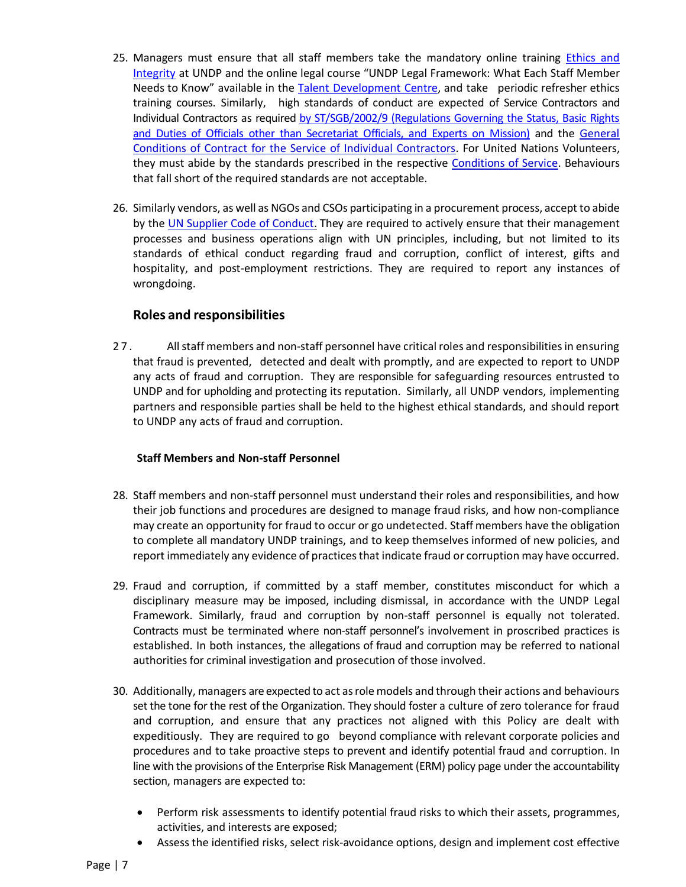25. Managers must ensure that all staff members take the mandatory online training Ethics and Integrity at UNDP and the online legal course "UNDP Legal Framework: What Each Staff Member Needs to Know" available in the Talent Development Centre, and take periodic refresher ethics training courses. Similarly, high standards of conduct are expected of Service Contractors and Individual Contractors as required by ST/SGB/2002/9 (Regulations Governing the Status, Basic Rights and Duties of Officials other than Secretariat Officials, and Experts on Mission) and the General Conditions of Contract for the Service of Individual Contractors. For United Nations Volunteers, they must abide by the standards prescribed in the respective Conditions of Service. Behaviours that fall short of the required standards are not acceptable.

26. Similarly vendors, as well as NGOs and CSOs participating in a procurement process, accept to abide by the UN Supplier Code of Conduct. They are required to actively ensure that their management processes and business operations align with UN principles, including, but not limited to its standards of ethical conduct regarding fraud and corruption, conflict of interest, gifts and hospitality, and post-employment restrictions. They are required to report any instances of wrongdoing.

## Roles and responsibilities

27. All staff members and non-staff personnel have critical roles and responsibilities in ensuring that fraud is prevented, detected and dealt with promptly, and are expected to report to UNDP any acts of fraud and corruption. They are responsible for safeguarding resources entrusted to UNDP and for upholding and protecting its reputation. Similarly, all UNDP vendors, implementing partners and responsible parties shall be held to the highest ethical standards, and should report to UNDP any acts of fraud and corruption.

### Staff Members and Non-staff Personnel

28. Staff members and non-staff personnel must understand their roles and responsibilities, and how their job functions and procedures are designed to manage fraud risks, and how non-compliance may create an opportunity for fraud to occur or go undetected. Staff members have the obligation to complete all mandatory UNDP trainings, and to keep themselves informed of new policies, and report immediately any evidence of practices that indicate fraud or corruption may have occurred.

29. Fraud and corruption, if committed by a staff member, constitutes misconduct for which a disciplinary measure may be imposed, including dismissal, in accordance with the UNDP Legal Framework. Similarly, fraud and corruption by non-staff personnel is equally not tolerated. Contracts must be terminated where non-staff personnel's involvement in proscribed practices is established. In both instances, the allegations of fraud and corruption may be referred to national authorities for criminal investigation and prosecution of those involved.

30. Additionally, managers are expected to act as role models and through their actions and behaviours set the tone for the rest of the Organization. They should foster a culture of zero tolerance for fraud and corruption, and ensure that any practices not aligned with this Policy are dealt with expeditiously. They are required to go beyond compliance with relevant corporate policies and procedures and to take proactive steps to prevent and identify potential fraud and corruption. In line with the provisions of the Enterprise Risk Management (ERM) policy page under the accountability section, managers are expected to:

    - Perform risk assessments to identify potential fraud risks to which their assets, programmes, activities, and interests are exposed;
    - Assess the identified risks, select risk-avoidance options, design and implement cost effective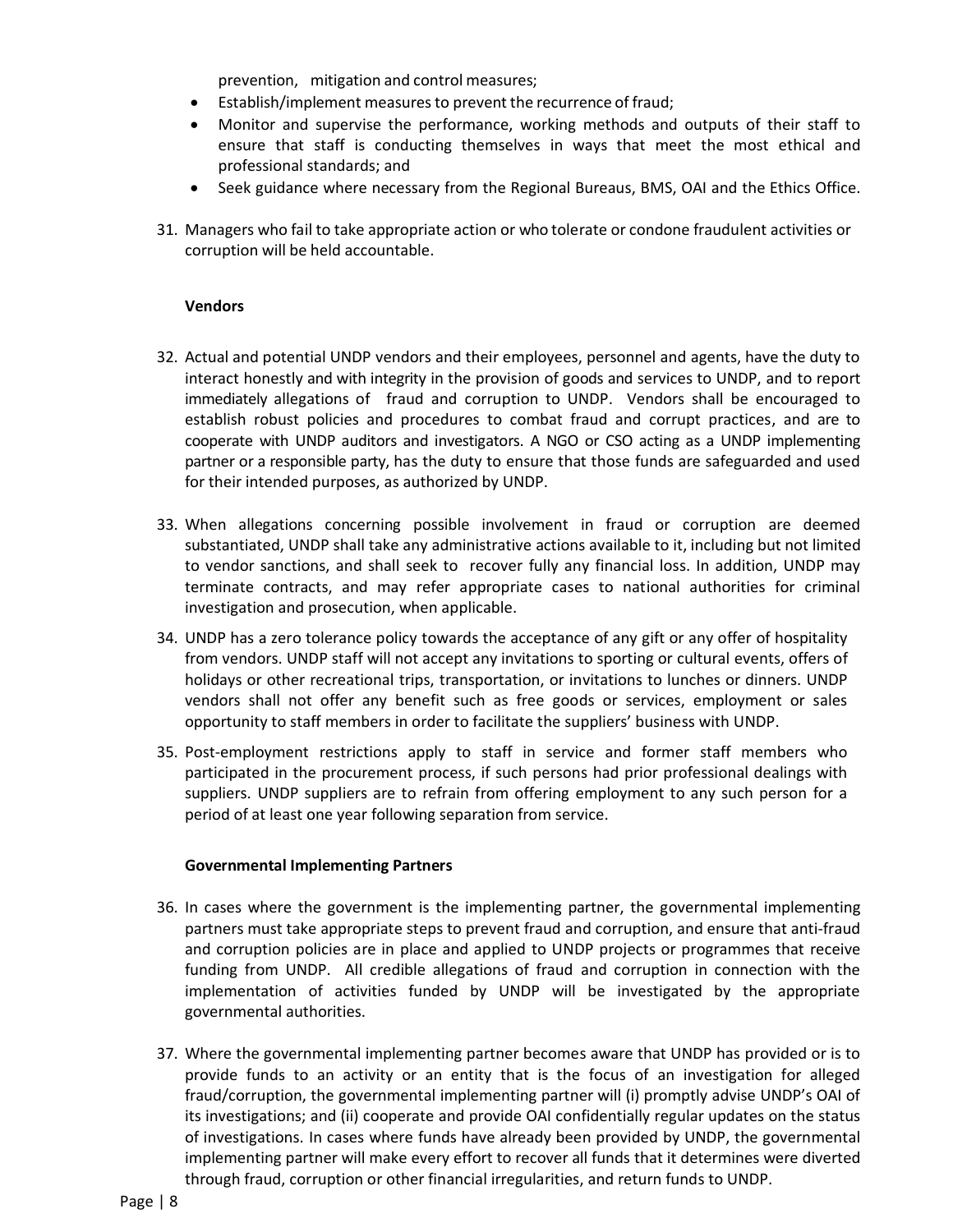prevention, mitigation and control measures;

- Establish/implement measures to prevent the recurrence of fraud;
- Monitor and supervise the performance, working methods and outputs of their staff to ensure that staff is conducting themselves in ways that meet the most ethical and professional standards; and
- Seek guidance where necessary from the Regional Bureaus, BMS, OAI and the Ethics Office.

31. Managers who fail to take appropriate action or who tolerate or condone fraudulent activities or corruption will be held accountable.

**Vendors**

32. Actual and potential UNDP vendors and their employees, personnel and agents, have the duty to interact honestly and with integrity in the provision of goods and services to UNDP, and to report immediately allegations of fraud and corruption to UNDP. Vendors shall be encouraged to establish robust policies and procedures to combat fraud and corrupt practices, and are to cooperate with UNDP auditors and investigators. A NGO or CSO acting as a UNDP implementing partner or a responsible party, has the duty to ensure that those funds are safeguarded and used for their intended purposes, as authorized by UNDP.

33. When allegations concerning possible involvement in fraud or corruption are deemed substantiated, UNDP shall take any administrative actions available to it, including but not limited to vendor sanctions, and shall seek to recover fully any financial loss. In addition, UNDP may terminate contracts, and may refer appropriate cases to national authorities for criminal investigation and prosecution, when applicable.

34. UNDP has a zero tolerance policy towards the acceptance of any gift or any offer of hospitality from vendors. UNDP staff will not accept any invitations to sporting or cultural events, offers of holidays or other recreational trips, transportation, or invitations to lunches or dinners. UNDP vendors shall not offer any benefit such as free goods or services, employment or sales opportunity to staff members in order to facilitate the suppliers' business with UNDP.

35. Post-employment restrictions apply to staff in service and former staff members who participated in the procurement process, if such persons had prior professional dealings with suppliers. UNDP suppliers are to refrain from offering employment to any such person for a period of at least one year following separation from service.

**Governmental Implementing Partners**

36. In cases where the government is the implementing partner, the governmental implementing partners must take appropriate steps to prevent fraud and corruption, and ensure that anti-fraud and corruption policies are in place and applied to UNDP projects or programmes that receive funding from UNDP. All credible allegations of fraud and corruption in connection with the implementation of activities funded by UNDP will be investigated by the appropriate governmental authorities.

37. Where the governmental implementing partner becomes aware that UNDP has provided or is to provide funds to an activity or an entity that is the focus of an investigation for alleged fraud/corruption, the governmental implementing partner will (i) promptly advise UNDP's OAI of its investigations; and (ii) cooperate and provide OAI confidentially regular updates on the status of investigations. In cases where funds have already been provided by UNDP, the governmental implementing partner will make every effort to recover all funds that it determines were diverted through fraud, corruption or other financial irregularities, and return funds to UNDP.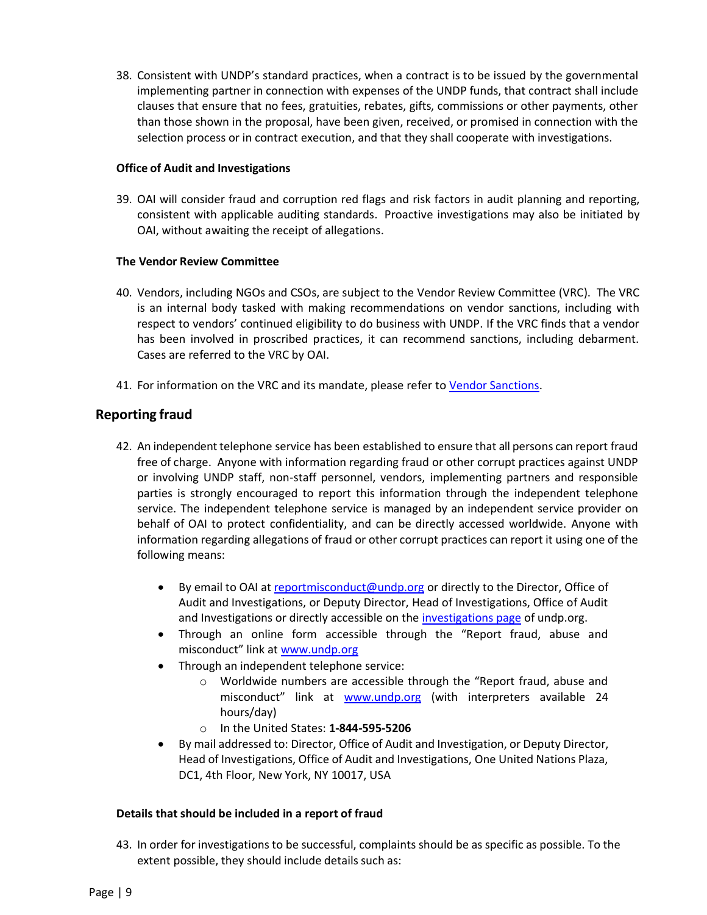38. Consistent with UNDP's standard practices, when a contract is to be issued by the governmental implementing partner in connection with expenses of the UNDP funds, that contract shall include clauses that ensure that no fees, gratuities, rebates, gifts, commissions or other payments, other than those shown in the proposal, have been given, received, or promised in connection with the selection process or in contract execution, and that they shall cooperate with investigations.

**Office of Audit and Investigations**

39. OAI will consider fraud and corruption red flags and risk factors in audit planning and reporting, consistent with applicable auditing standards. Proactive investigations may also be initiated by OAI, without awaiting the receipt of allegations.

**The Vendor Review Committee**

40. Vendors, including NGOs and CSOs, are subject to the Vendor Review Committee (VRC). The VRC is an internal body tasked with making recommendations on vendor sanctions, including with respect to vendors' continued eligibility to do business with UNDP. If the VRC finds that a vendor has been involved in proscribed practices, it can recommend sanctions, including debarment. Cases are referred to the VRC by OAI.

41. For information on the VRC and its mandate, please refer to Vendor Sanctions.

## Reporting fraud

42. An independent telephone service has been established to ensure that all persons can report fraud free of charge. Anyone with information regarding fraud or other corrupt practices against UNDP or involving UNDP staff, non-staff personnel, vendors, implementing partners and responsible parties is strongly encouraged to report this information through the independent telephone service. The independent telephone service is managed by an independent service provider on behalf of OAI to protect confidentiality, and can be directly accessed worldwide. Anyone with information regarding allegations of fraud or other corrupt practices can report it using one of the following means:

    - By email to OAI at reportmisconduct@undp.org or directly to the Director, Office of Audit and Investigations, or Deputy Director, Head of Investigations, Office of Audit and Investigations or directly accessible on the investigations page of undp.org.
    - Through an online form accessible through the "Report fraud, abuse and misconduct" link at www.undp.org
    - Through an independent telephone service:
        - Worldwide numbers are accessible through the "Report fraud, abuse and misconduct" link at www.undp.org (with interpreters available 24 hours/day)
        - In the United States: **1-844-595-5206**
    - By mail addressed to: Director, Office of Audit and Investigation, or Deputy Director, Head of Investigations, Office of Audit and Investigations, One United Nations Plaza, DC1, 4th Floor, New York, NY 10017, USA

**Details that should be included in a report of fraud**

43. In order for investigations to be successful, complaints should be as specific as possible. To the extent possible, they should include details such as: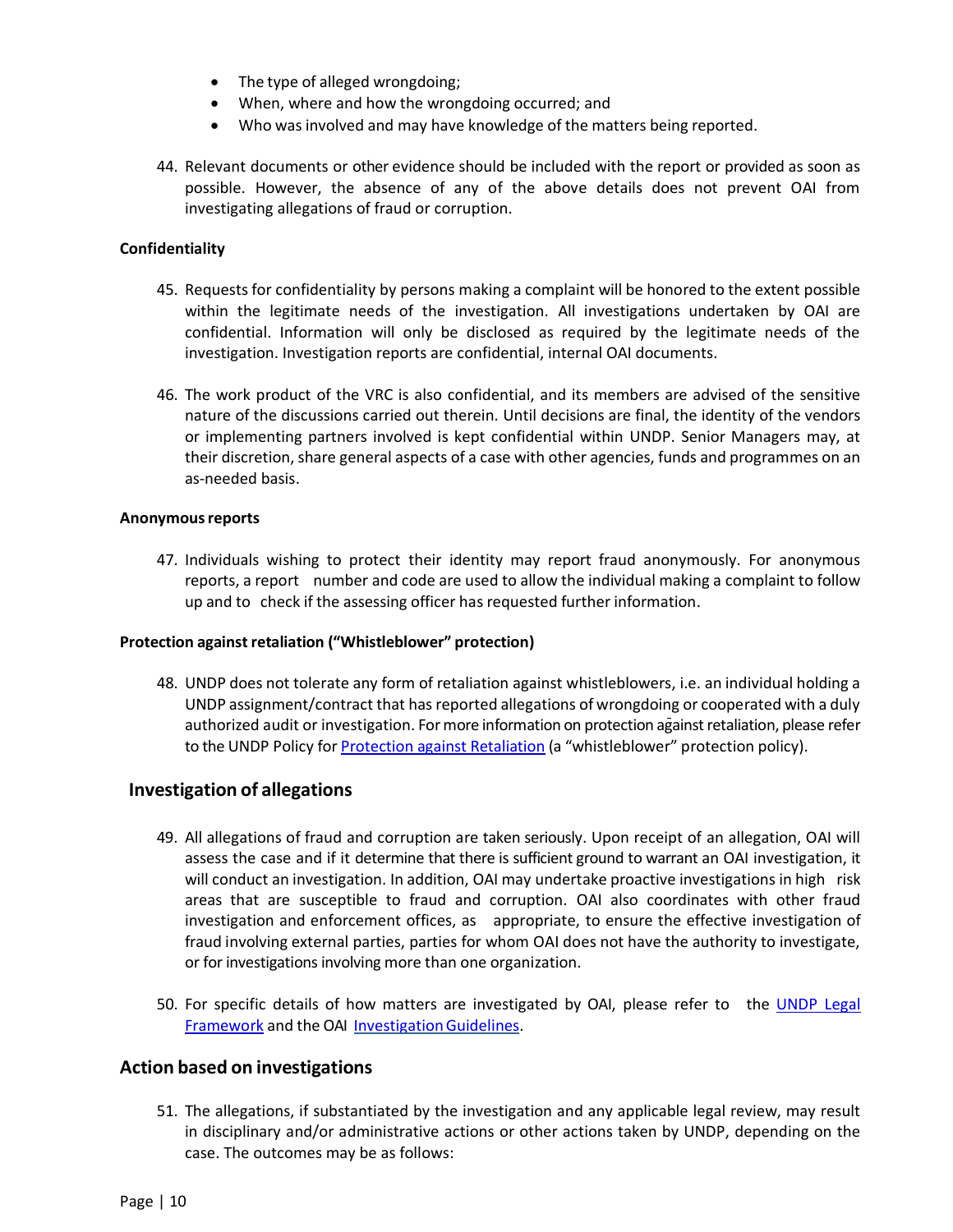- The type of alleged wrongdoing;
- When, where and how the wrongdoing occurred; and
- Who was involved and may have knowledge of the matters being reported.

44. Relevant documents or other evidence should be included with the report or provided as soon as possible. However, the absence of any of the above details does not prevent OAI from investigating allegations of fraud or corruption.

**Confidentiality**

45. Requests for confidentiality by persons making a complaint will be honored to the extent possible within the legitimate needs of the investigation. All investigations undertaken by OAI are confidential. Information will only be disclosed as required by the legitimate needs of the investigation. Investigation reports are confidential, internal OAI documents.

46. The work product of the VRC is also confidential, and its members are advised of the sensitive nature of the discussions carried out therein. Until decisions are final, the identity of the vendors or implementing partners involved is kept confidential within UNDP. Senior Managers may, at their discretion, share general aspects of a case with other agencies, funds and programmes on an as-needed basis.

**Anonymous reports**

47. Individuals wishing to protect their identity may report fraud anonymously. For anonymous reports, a report number and code are used to allow the individual making a complaint to follow up and to check if the assessing officer has requested further information.

**Protection against retaliation ("Whistleblower" protection)**

48. UNDP does not tolerate any form of retaliation against whistleblowers, i.e. an individual holding a UNDP assignment/contract that has reported allegations of wrongdoing or cooperated with a duly authorized audit or investigation. For more information on protection against retaliation, please refer to the UNDP Policy for [Protection against Retaliation] (a "whistleblower" protection policy).

## Investigation of allegations

49. All allegations of fraud and corruption are taken seriously. Upon receipt of an allegation, OAI will assess the case and if it determine that there is sufficient ground to warrant an OAI investigation, it will conduct an investigation. In addition, OAI may undertake proactive investigations in high risk areas that are susceptible to fraud and corruption. OAI also coordinates with other fraud investigation and enforcement offices, as appropriate, to ensure the effective investigation of fraud involving external parties, parties for whom OAI does not have the authority to investigate, or for investigations involving more than one organization.

50. For specific details of how matters are investigated by OAI, please refer to the [UNDP Legal Framework] and the OAI [Investigation Guidelines].

## Action based on investigations

51. The allegations, if substantiated by the investigation and any applicable legal review, may result in disciplinary and/or administrative actions or other actions taken by UNDP, depending on the case. The outcomes may be as follows: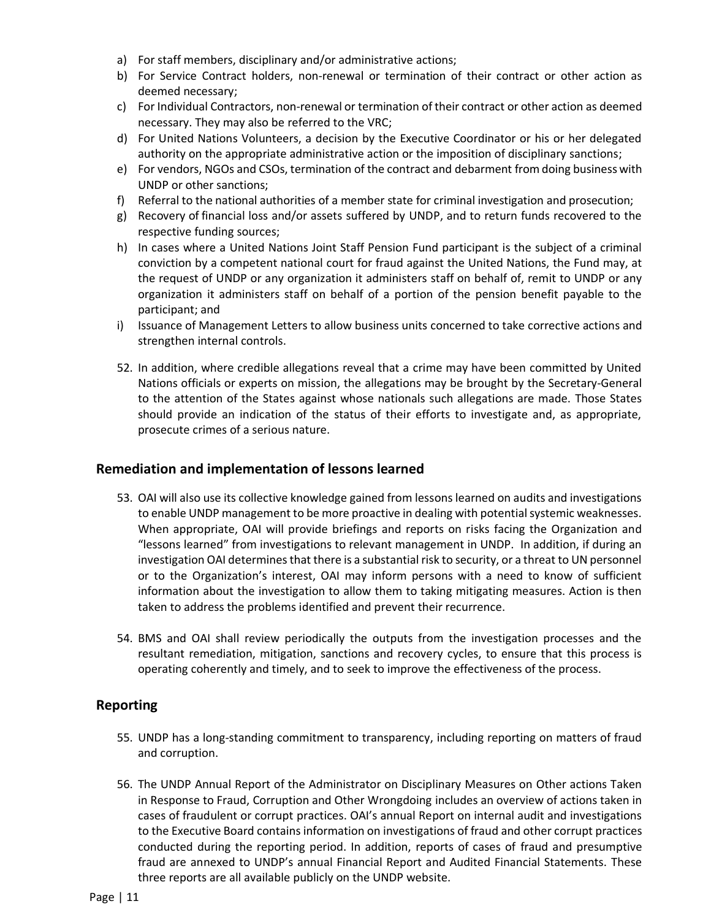a) For staff members, disciplinary and/or administrative actions;
b) For Service Contract holders, non-renewal or termination of their contract or other action as deemed necessary;
c) For Individual Contractors, non-renewal or termination of their contract or other action as deemed necessary. They may also be referred to the VRC;
d) For United Nations Volunteers, a decision by the Executive Coordinator or his or her delegated authority on the appropriate administrative action or the imposition of disciplinary sanctions;
e) For vendors, NGOs and CSOs, termination of the contract and debarment from doing business with UNDP or other sanctions;
f) Referral to the national authorities of a member state for criminal investigation and prosecution;
g) Recovery of financial loss and/or assets suffered by UNDP, and to return funds recovered to the respective funding sources;
h) In cases where a United Nations Joint Staff Pension Fund participant is the subject of a criminal conviction by a competent national court for fraud against the United Nations, the Fund may, at the request of UNDP or any organization it administers staff on behalf of, remit to UNDP or any organization it administers staff on behalf of a portion of the pension benefit payable to the participant; and
i) Issuance of Management Letters to allow business units concerned to take corrective actions and strengthen internal controls.

52. In addition, where credible allegations reveal that a crime may have been committed by United Nations officials or experts on mission, the allegations may be brought by the Secretary-General to the attention of the States against whose nationals such allegations are made. Those States should provide an indication of the status of their efforts to investigate and, as appropriate, prosecute crimes of a serious nature.

## Remediation and implementation of lessons learned

53. OAI will also use its collective knowledge gained from lessons learned on audits and investigations to enable UNDP management to be more proactive in dealing with potential systemic weaknesses. When appropriate, OAI will provide briefings and reports on risks facing the Organization and "lessons learned" from investigations to relevant management in UNDP. In addition, if during an investigation OAI determines that there is a substantial risk to security, or a threat to UN personnel or to the Organization's interest, OAI may inform persons with a need to know of sufficient information about the investigation to allow them to taking mitigating measures. Action is then taken to address the problems identified and prevent their recurrence.

54. BMS and OAI shall review periodically the outputs from the investigation processes and the resultant remediation, mitigation, sanctions and recovery cycles, to ensure that this process is operating coherently and timely, and to seek to improve the effectiveness of the process.

## Reporting

55. UNDP has a long-standing commitment to transparency, including reporting on matters of fraud and corruption.

56. The UNDP Annual Report of the Administrator on Disciplinary Measures on Other actions Taken in Response to Fraud, Corruption and Other Wrongdoing includes an overview of actions taken in cases of fraudulent or corrupt practices. OAI's annual Report on internal audit and investigations to the Executive Board contains information on investigations of fraud and other corrupt practices conducted during the reporting period. In addition, reports of cases of fraud and presumptive fraud are annexed to UNDP's annual Financial Report and Audited Financial Statements. These three reports are all available publicly on the UNDP website.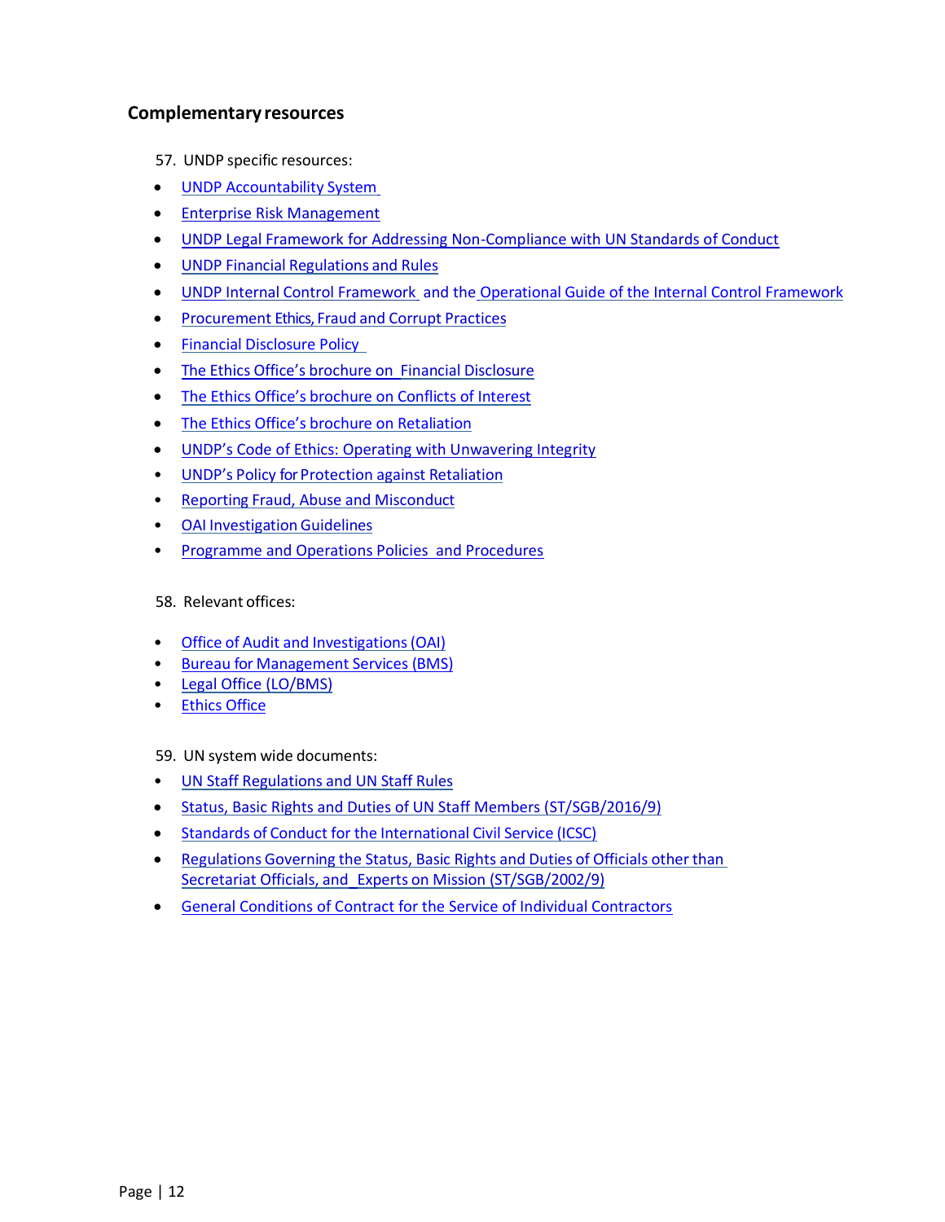## Complementary resources

57. UNDP specific resources:

- UNDP Accountability System
- Enterprise Risk Management
- UNDP Legal Framework for Addressing Non-Compliance with UN Standards of Conduct
- UNDP Financial Regulations and Rules
- UNDP Internal Control Framework and the Operational Guide of the Internal Control Framework
- Procurement Ethics, Fraud and Corrupt Practices
- Financial Disclosure Policy
- The Ethics Office's brochure on Financial Disclosure
- The Ethics Office's brochure on Conflicts of Interest
- The Ethics Office's brochure on Retaliation
- UNDP's Code of Ethics: Operating with Unwavering Integrity
- UNDP's Policy for Protection against Retaliation
- Reporting Fraud, Abuse and Misconduct
- OAI Investigation Guidelines
- Programme and Operations Policies and Procedures

58. Relevant offices:

- Office of Audit and Investigations (OAI)
- Bureau for Management Services (BMS)
- Legal Office (LO/BMS)
- Ethics Office

59. UN system wide documents:

- UN Staff Regulations and UN Staff Rules
- Status, Basic Rights and Duties of UN Staff Members (ST/SGB/2016/9)
- Standards of Conduct for the International Civil Service (ICSC)
- Regulations Governing the Status, Basic Rights and Duties of Officials other than Secretariat Officials, and Experts on Mission (ST/SGB/2002/9)
- General Conditions of Contract for the Service of Individual Contractors